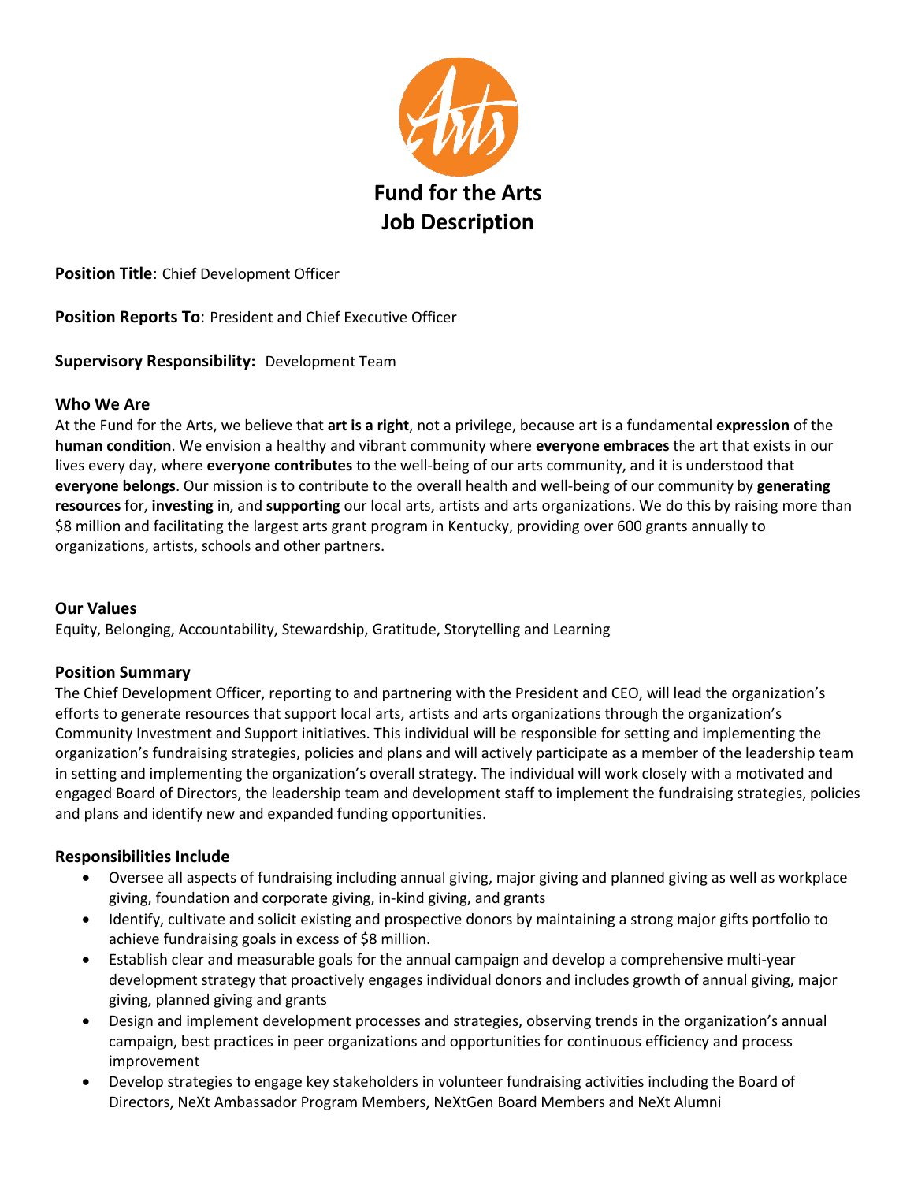# Fund for the Arts
# Job Description

**Position Title**: Chief Development Officer

**Position Reports To**: President and Chief Executive Officer

**Supervisory Responsibility:** Development Team

## Who We Are

At the Fund for the Arts, we believe that **art is a right**, not a privilege, because art is a fundamental **expression** of the **human condition**. We envision a healthy and vibrant community where **everyone embraces** the art that exists in our lives every day, where **everyone contributes** to the well-being of our arts community, and it is understood that **everyone belongs**. Our mission is to contribute to the overall health and well-being of our community by **generating resources** for, **investing** in, and **supporting** our local arts, artists and arts organizations. We do this by raising more than $8 million and facilitating the largest arts grant program in Kentucky, providing over 600 grants annually to organizations, artists, schools and other partners.

## Our Values

Equity, Belonging, Accountability, Stewardship, Gratitude, Storytelling and Learning

## Position Summary

The Chief Development Officer, reporting to and partnering with the President and CEO, will lead the organization's efforts to generate resources that support local arts, artists and arts organizations through the organization's Community Investment and Support initiatives. This individual will be responsible for setting and implementing the organization's fundraising strategies, policies and plans and will actively participate as a member of the leadership team in setting and implementing the organization's overall strategy. The individual will work closely with a motivated and engaged Board of Directors, the leadership team and development staff to implement the fundraising strategies, policies and plans and identify new and expanded funding opportunities.

## Responsibilities Include

- Oversee all aspects of fundraising including annual giving, major giving and planned giving as well as workplace giving, foundation and corporate giving, in-kind giving, and grants
- Identify, cultivate and solicit existing and prospective donors by maintaining a strong major gifts portfolio to achieve fundraising goals in excess of $8 million.
- Establish clear and measurable goals for the annual campaign and develop a comprehensive multi-year development strategy that proactively engages individual donors and includes growth of annual giving, major giving, planned giving and grants
- Design and implement development processes and strategies, observing trends in the organization's annual campaign, best practices in peer organizations and opportunities for continuous efficiency and process improvement
- Develop strategies to engage key stakeholders in volunteer fundraising activities including the Board of Directors, NeXt Ambassador Program Members, NeXtGen Board Members and NeXt Alumni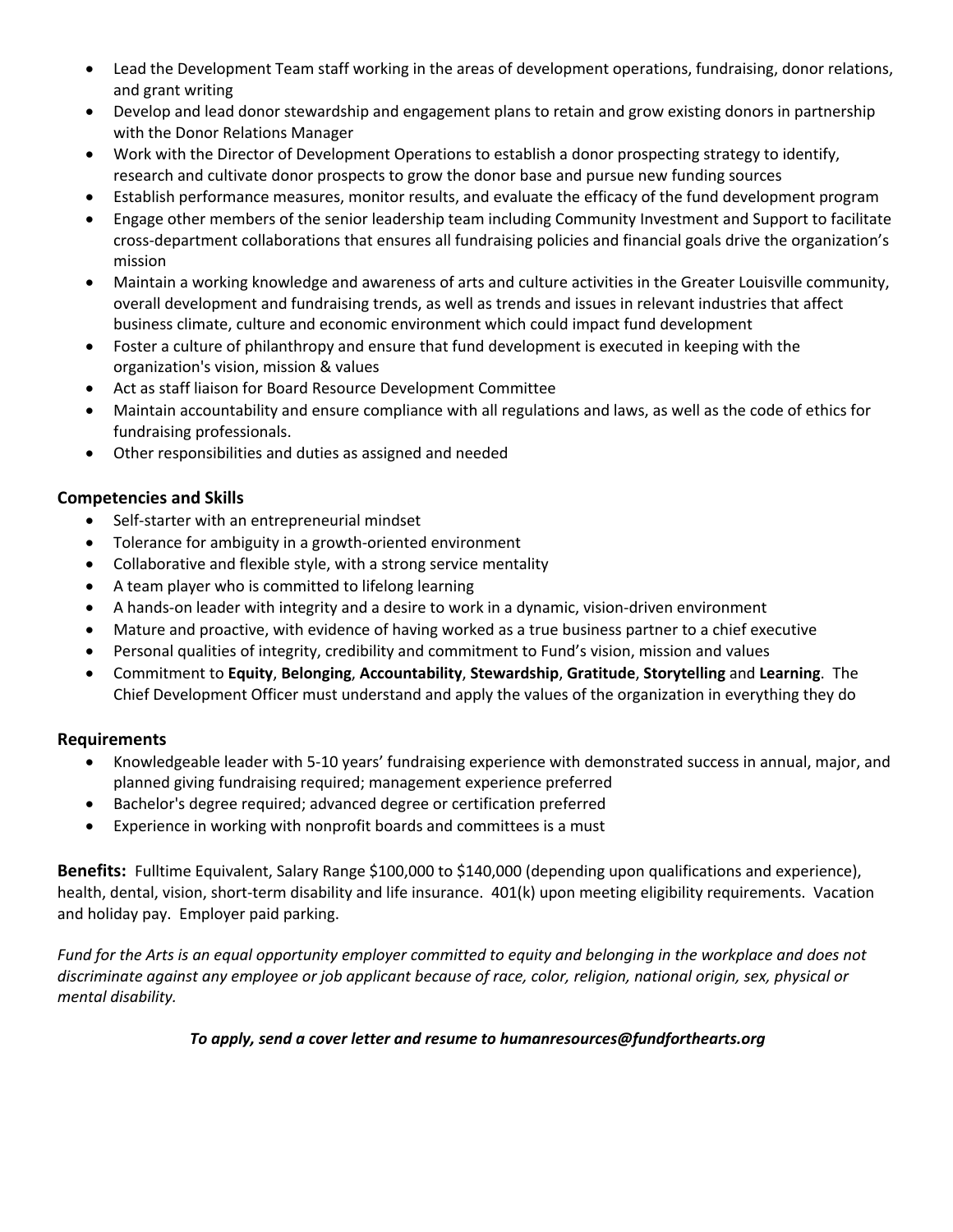- Lead the Development Team staff working in the areas of development operations, fundraising, donor relations, and grant writing
- Develop and lead donor stewardship and engagement plans to retain and grow existing donors in partnership with the Donor Relations Manager
- Work with the Director of Development Operations to establish a donor prospecting strategy to identify, research and cultivate donor prospects to grow the donor base and pursue new funding sources
- Establish performance measures, monitor results, and evaluate the efficacy of the fund development program
- Engage other members of the senior leadership team including Community Investment and Support to facilitate cross-department collaborations that ensures all fundraising policies and financial goals drive the organization's mission
- Maintain a working knowledge and awareness of arts and culture activities in the Greater Louisville community, overall development and fundraising trends, as well as trends and issues in relevant industries that affect business climate, culture and economic environment which could impact fund development
- Foster a culture of philanthropy and ensure that fund development is executed in keeping with the organization's vision, mission & values
- Act as staff liaison for Board Resource Development Committee
- Maintain accountability and ensure compliance with all regulations and laws, as well as the code of ethics for fundraising professionals.
- Other responsibilities and duties as assigned and needed

### Competencies and Skills

- Self-starter with an entrepreneurial mindset
- Tolerance for ambiguity in a growth-oriented environment
- Collaborative and flexible style, with a strong service mentality
- A team player who is committed to lifelong learning
- A hands-on leader with integrity and a desire to work in a dynamic, vision-driven environment
- Mature and proactive, with evidence of having worked as a true business partner to a chief executive
- Personal qualities of integrity, credibility and commitment to Fund's vision, mission and values
- Commitment to **Equity**, **Belonging**, **Accountability**, **Stewardship**, **Gratitude**, **Storytelling** and **Learning**. The Chief Development Officer must understand and apply the values of the organization in everything they do

### Requirements

- Knowledgeable leader with 5-10 years' fundraising experience with demonstrated success in annual, major, and planned giving fundraising required; management experience preferred
- Bachelor's degree required; advanced degree or certification preferred
- Experience in working with nonprofit boards and committees is a must

**Benefits:** Fulltime Equivalent, Salary Range $100,000 to $140,000 (depending upon qualifications and experience), health, dental, vision, short-term disability and life insurance. 401(k) upon meeting eligibility requirements. Vacation and holiday pay. Employer paid parking.

*Fund for the Arts is an equal opportunity employer committed to equity and belonging in the workplace and does not discriminate against any employee or job applicant because of race, color, religion, national origin, sex, physical or mental disability.*

***To apply, send a cover letter and resume to humanresources@fundforthearts.org***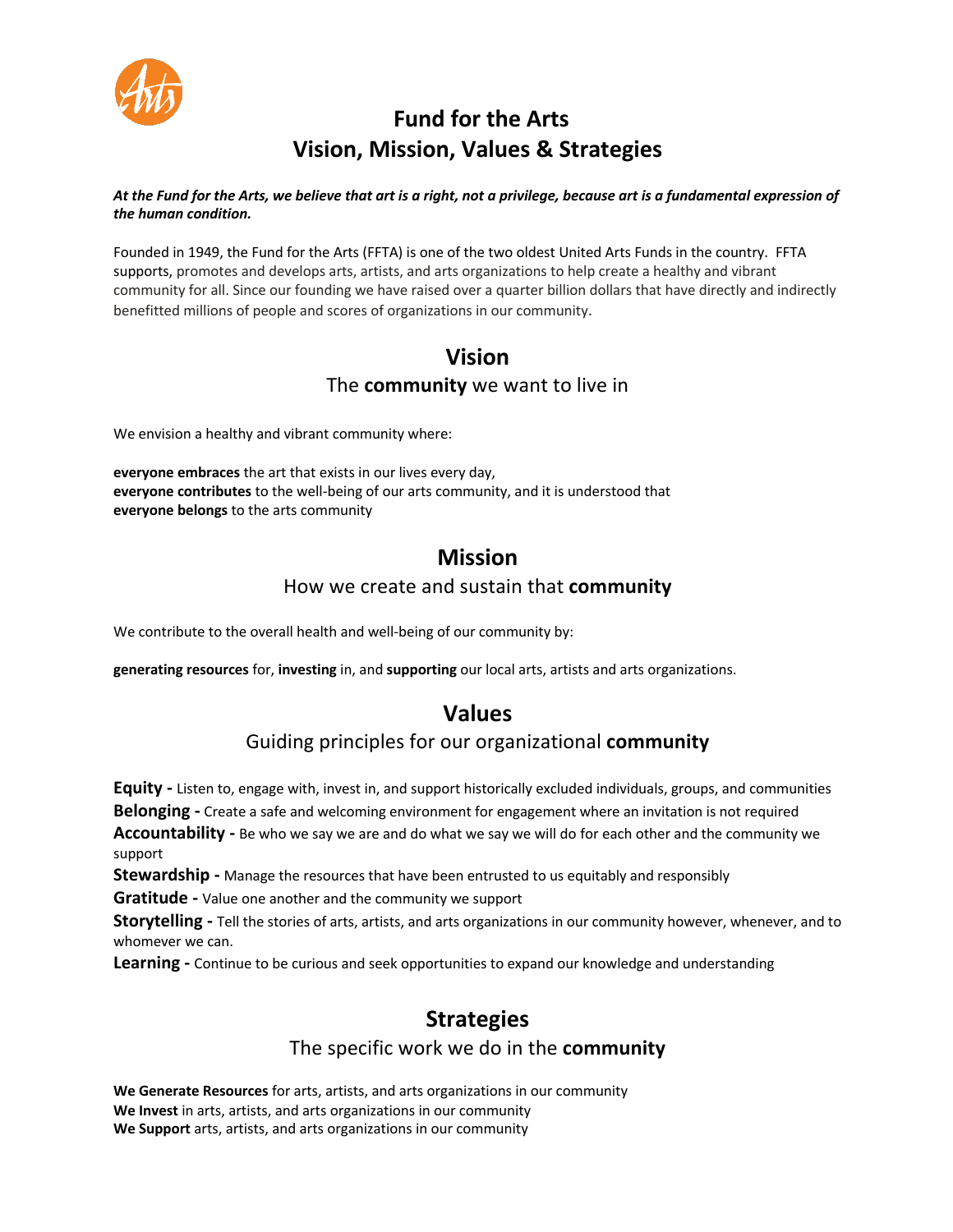# Fund for the Arts
# Vision, Mission, Values & Strategies

***At the Fund for the Arts, we believe that art is a right, not a privilege, because art is a fundamental expression of the human condition.***

Founded in 1949, the Fund for the Arts (FFTA) is one of the two oldest United Arts Funds in the country. FFTA supports, promotes and develops arts, artists, and arts organizations to help create a healthy and vibrant community for all. Since our founding we have raised over a quarter billion dollars that have directly and indirectly benefitted millions of people and scores of organizations in our community.

## Vision

### The **community** we want to live in

We envision a healthy and vibrant community where:

**everyone embraces** the art that exists in our lives every day,
**everyone contributes** to the well-being of our arts community, and it is understood that
**everyone belongs** to the arts community

## Mission

### How we create and sustain that **community**

We contribute to the overall health and well-being of our community by:

**generating resources** for, **investing** in, and **supporting** our local arts, artists and arts organizations.

## Values

### Guiding principles for our organizational **community**

**Equity -** Listen to, engage with, invest in, and support historically excluded individuals, groups, and communities
**Belonging -** Create a safe and welcoming environment for engagement where an invitation is not required
**Accountability -** Be who we say we are and do what we say we will do for each other and the community we support
**Stewardship -** Manage the resources that have been entrusted to us equitably and responsibly
**Gratitude -** Value one another and the community we support
**Storytelling -** Tell the stories of arts, artists, and arts organizations in our community however, whenever, and to whomever we can.
**Learning -** Continue to be curious and seek opportunities to expand our knowledge and understanding

## Strategies

### The specific work we do in the **community**

**We Generate Resources** for arts, artists, and arts organizations in our community
**We Invest** in arts, artists, and arts organizations in our community
**We Support** arts, artists, and arts organizations in our community